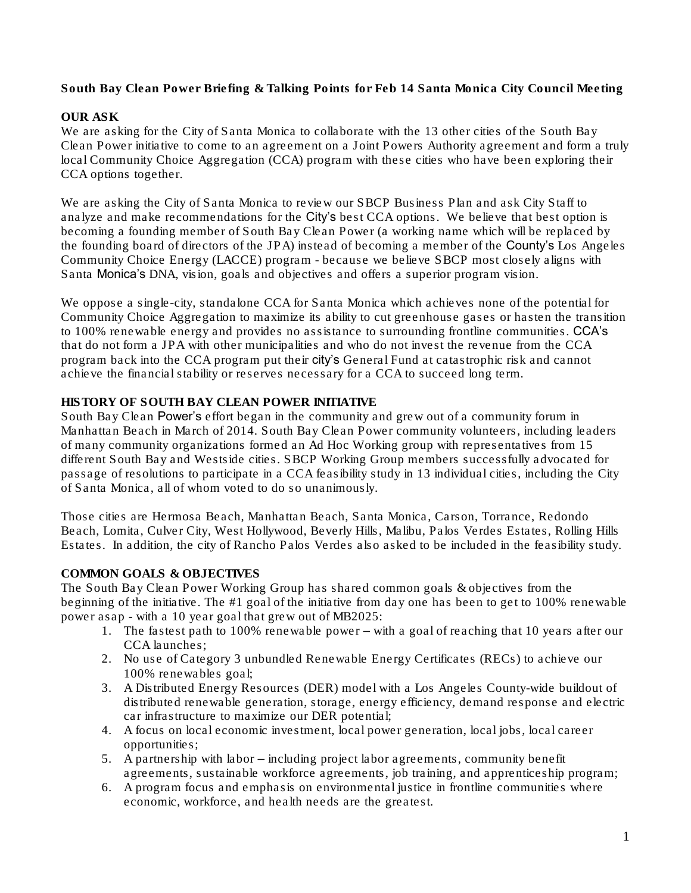**South Bay Clean Power Briefing & Talking Points for Feb 14 Santa Monica City Council Meeting**

**OUR ASK**

We are asking for the City of Santa Monica to collaborate with the 13 other cities of the South Bay Clean Power initiative to come to an agreement on a Joint Powers Authority agreement and form a truly local Community Choice Aggregation (CCA) program with these cities who have been exploring their CCA options together.

We are asking the City of Santa Monica to review our SBCP Business Plan and ask City Staff to analyze and make recommendations for the City's best CCA options. We believe that best option is becoming a founding member of South Bay Clean Power (a working name which will be replaced by the founding board of directors of the JPA) instead of becoming a member of the County's Los Angeles Community Choice Energy (LACCE) program - because we believe SBCP most closely aligns with Santa Monica's DNA, vision, goals and objectives and offers a superior program vision.

We oppose a single-city, standalone CCA for Santa Monica which achieves none of the potential for Community Choice Aggregation to maximize its ability to cut greenhouse gases or hasten the transition to 100% renewable energy and provides no assistance to surrounding frontline communities. CCA's that do not form a JPA with other municipalities and who do not invest the revenue from the CCA program back into the CCA program put their city's General Fund at catastrophic risk and cannot achieve the financial stability or reserves necessary for a CCA to succeed long term.

**HISTORY OF SOUTH BAY CLEAN POWER INITIATIVE**

South Bay Clean Power's effort began in the community and grew out of a community forum in Manhattan Beach in March of 2014. South Bay Clean Power community volunteers, including leaders of many community organizations formed an Ad Hoc Working group with representatives from 15 different South Bay and Westside cities. SBCP Working Group members successfully advocated for passage of resolutions to participate in a CCA feasibility study in 13 individual cities, including the City of Santa Monica, all of whom voted to do so unanimously.

Those cities are Hermosa Beach, Manhattan Beach, Santa Monica, Carson, Torrance, Redondo Beach, Lomita, Culver City, West Hollywood, Beverly Hills, Malibu, Palos Verdes Estates, Rolling Hills Estates. In addition, the city of Rancho Palos Verdes also asked to be included in the feasibility study.

**COMMON GOALS & OBJECTIVES**

The South Bay Clean Power Working Group has shared common goals & objectives from the beginning of the initiative. The #1 goal of the initiative from day one has been to get to 100% renewable power asap - with a 10 year goal that grew out of MB2025:

1. The fastest path to 100% renewable power – with a goal of reaching that 10 years after our CCA launches;
2. No use of Category 3 unbundled Renewable Energy Certificates (RECs) to achieve our 100% renewables goal;
3. A Distributed Energy Resources (DER) model with a Los Angeles County-wide buildout of distributed renewable generation, storage, energy efficiency, demand response and electric car infrastructure to maximize our DER potential;
4. A focus on local economic investment, local power generation, local jobs, local career opportunities;
5. A partnership with labor – including project labor agreements, community benefit agreements, sustainable workforce agreements, job training, and apprenticeship program;
6. A program focus and emphasis on environmental justice in frontline communities where economic, workforce, and health needs are the greatest.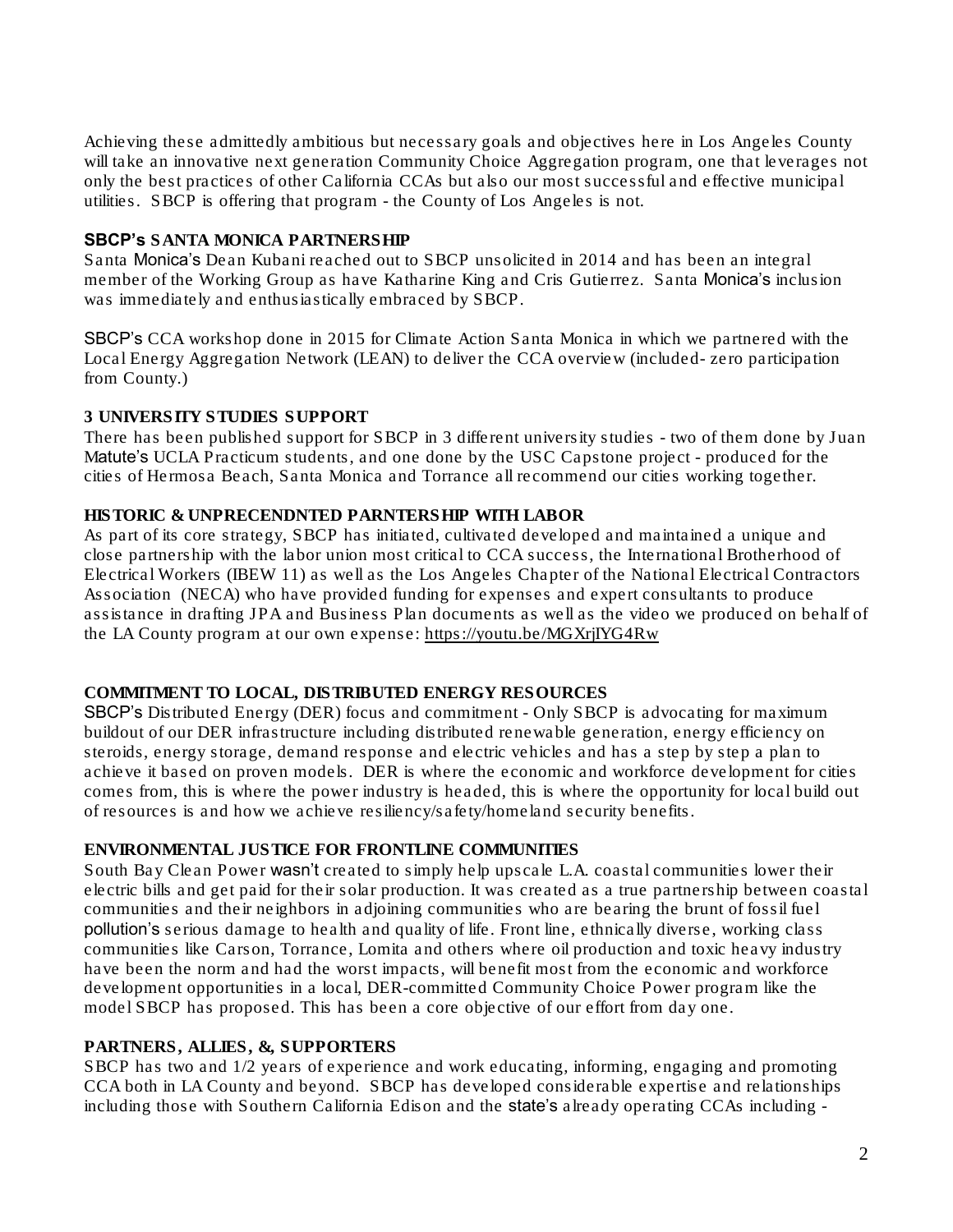Achieving these admittedly ambitious but necessary goals and objectives here in Los Angeles County will take an innovative next generation Community Choice Aggregation program, one that leverages not only the best practices of other California CCAs but also our most successful and effective municipal utilities. SBCP is offering that program - the County of Los Angeles is not.

**SBCP's SANTA MONICA PARTNERSHIP**

Santa Monica's Dean Kubani reached out to SBCP unsolicited in 2014 and has been an integral member of the Working Group as have Katharine King and Cris Gutierrez. Santa Monica's inclusion was immediately and enthusiastically embraced by SBCP.

SBCP's CCA workshop done in 2015 for Climate Action Santa Monica in which we partnered with the Local Energy Aggregation Network (LEAN) to deliver the CCA overview (included- zero participation from County.)

**3 UNIVERSITY STUDIES SUPPORT**

There has been published support for SBCP in 3 different university studies - two of them done by Juan Matute's UCLA Practicum students, and one done by the USC Capstone project - produced for the cities of Hermosa Beach, Santa Monica and Torrance all recommend our cities working together.

**HISTORIC & UNPRECENDNTED PARNTERSHIP WITH LABOR**

As part of its core strategy, SBCP has initiated, cultivated developed and maintained a unique and close partnership with the labor union most critical to CCA success, the International Brotherhood of Electrical Workers (IBEW 11) as well as the Los Angeles Chapter of the National Electrical Contractors Association (NECA) who have provided funding for expenses and expert consultants to produce assistance in drafting JPA and Business Plan documents as well as the video we produced on behalf of the LA County program at our own expense: https://youtu.be/MGXrjIYG4Rw

**COMMITMENT TO LOCAL, DISTRIBUTED ENERGY RESOURCES**

SBCP's Distributed Energy (DER) focus and commitment - Only SBCP is advocating for maximum buildout of our DER infrastructure including distributed renewable generation, energy efficiency on steroids, energy storage, demand response and electric vehicles and has a step by step a plan to achieve it based on proven models. DER is where the economic and workforce development for cities comes from, this is where the power industry is headed, this is where the opportunity for local build out of resources is and how we achieve resiliency/safety/homeland security benefits.

**ENVIRONMENTAL JUSTICE FOR FRONTLINE COMMUNITIES**

South Bay Clean Power wasn't created to simply help upscale L.A. coastal communities lower their electric bills and get paid for their solar production. It was created as a true partnership between coastal communities and their neighbors in adjoining communities who are bearing the brunt of fossil fuel pollution's serious damage to health and quality of life. Front line, ethnically diverse, working class communities like Carson, Torrance, Lomita and others where oil production and toxic heavy industry have been the norm and had the worst impacts, will benefit most from the economic and workforce development opportunities in a local, DER-committed Community Choice Power program like the model SBCP has proposed. This has been a core objective of our effort from day one.

**PARTNERS, ALLIES, &, SUPPORTERS**

SBCP has two and 1/2 years of experience and work educating, informing, engaging and promoting CCA both in LA County and beyond. SBCP has developed considerable expertise and relationships including those with Southern California Edison and the state's already operating CCAs including -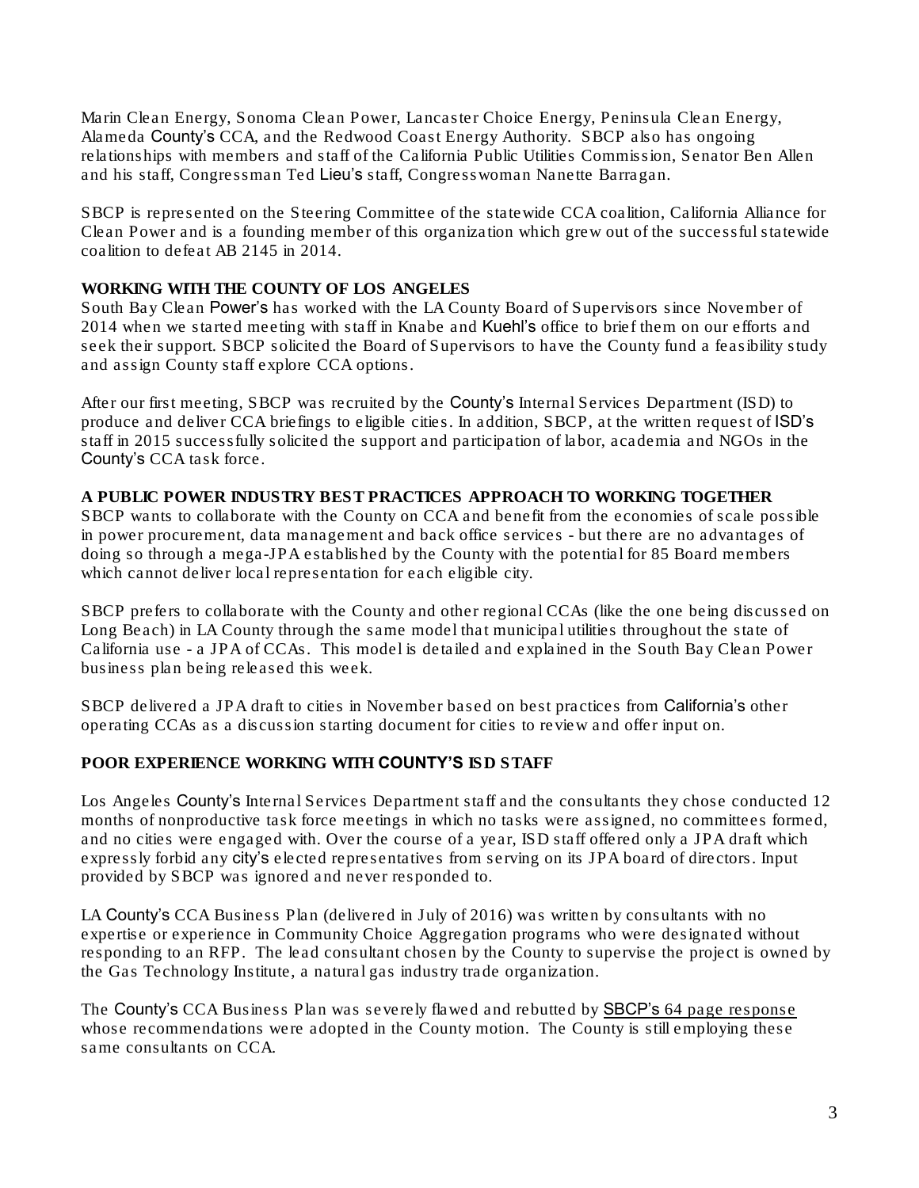Marin Clean Energy, Sonoma Clean Power, Lancaster Choice Energy, Peninsula Clean Energy, Alameda County's CCA, and the Redwood Coast Energy Authority. SBCP also has ongoing relationships with members and staff of the California Public Utilities Commission, Senator Ben Allen and his staff, Congressman Ted Lieu's staff, Congresswoman Nanette Barragan.

SBCP is represented on the Steering Committee of the statewide CCA coalition, California Alliance for Clean Power and is a founding member of this organization which grew out of the successful statewide coalition to defeat AB 2145 in 2014.

**WORKING WITH THE COUNTY OF LOS ANGELES**

South Bay Clean Power's has worked with the LA County Board of Supervisors since November of 2014 when we started meeting with staff in Knabe and Kuehl's office to brief them on our efforts and seek their support. SBCP solicited the Board of Supervisors to have the County fund a feasibility study and assign County staff explore CCA options.

After our first meeting, SBCP was recruited by the County's Internal Services Department (ISD) to produce and deliver CCA briefings to eligible cities. In addition, SBCP, at the written request of ISD's staff in 2015 successfully solicited the support and participation of labor, academia and NGOs in the County's CCA task force.

**A PUBLIC POWER INDUSTRY BEST PRACTICES APPROACH TO WORKING TOGETHER**

SBCP wants to collaborate with the County on CCA and benefit from the economies of scale possible in power procurement, data management and back office services - but there are no advantages of doing so through a mega-JPA established by the County with the potential for 85 Board members which cannot deliver local representation for each eligible city.

SBCP prefers to collaborate with the County and other regional CCAs (like the one being discussed on Long Beach) in LA County through the same model that municipal utilities throughout the state of California use - a JPA of CCAs. This model is detailed and explained in the South Bay Clean Power business plan being released this week.

SBCP delivered a JPA draft to cities in November based on best practices from California's other operating CCAs as a discussion starting document for cities to review and offer input on.

**POOR EXPERIENCE WORKING WITH COUNTY'S ISD STAFF**

Los Angeles County's Internal Services Department staff and the consultants they chose conducted 12 months of nonproductive task force meetings in which no tasks were assigned, no committees formed, and no cities were engaged with. Over the course of a year, ISD staff offered only a JPA draft which expressly forbid any city's elected representatives from serving on its JPA board of directors. Input provided by SBCP was ignored and never responded to.

LA County's CCA Business Plan (delivered in July of 2016) was written by consultants with no expertise or experience in Community Choice Aggregation programs who were designated without responding to an RFP. The lead consultant chosen by the County to supervise the project is owned by the Gas Technology Institute, a natural gas industry trade organization.

The County's CCA Business Plan was severely flawed and rebutted by SBCP's 64 page response whose recommendations were adopted in the County motion. The County is still employing these same consultants on CCA.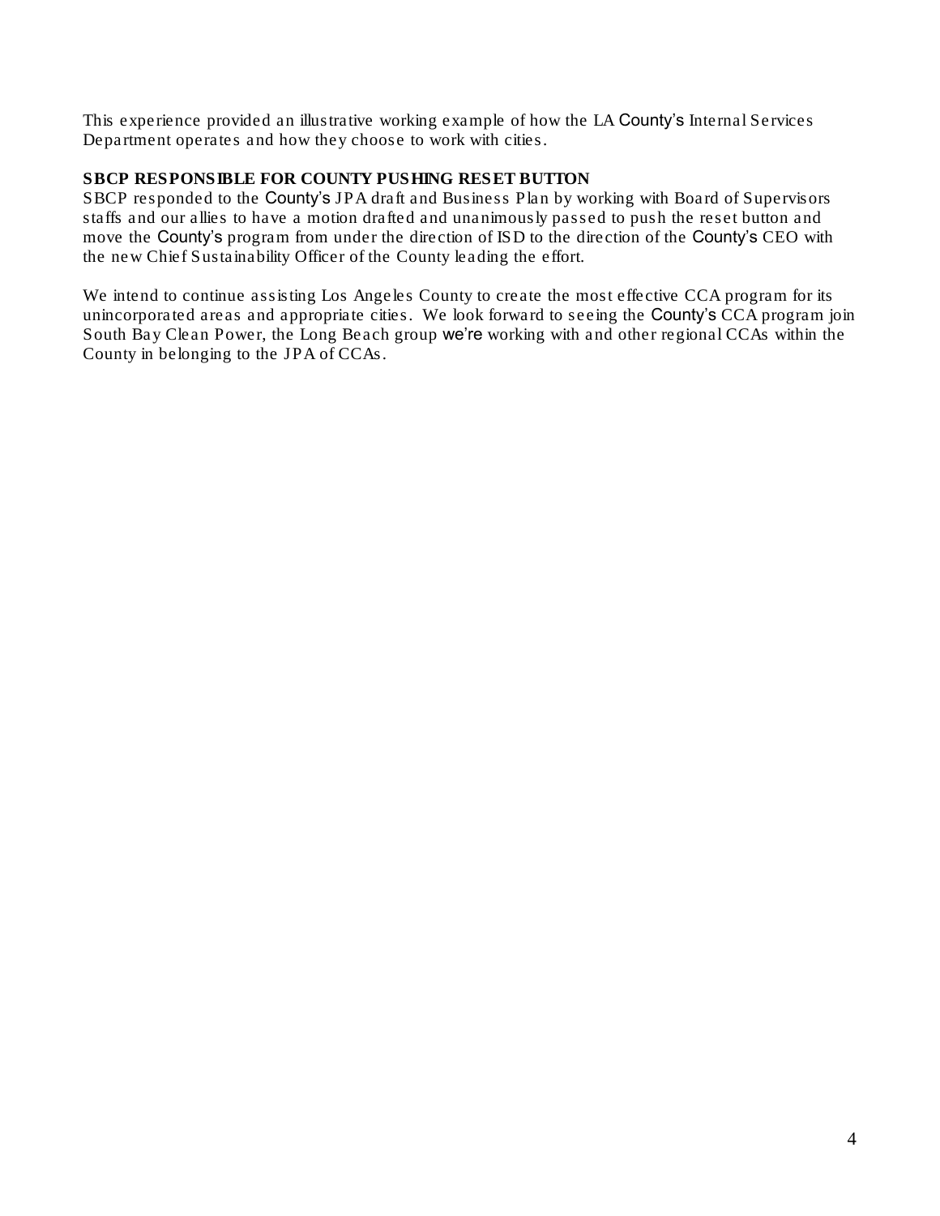This experience provided an illustrative working example of how the LA County's Internal Services Department operates and how they choose to work with cities.

**SBCP RESPONSIBLE FOR COUNTY PUSHING RESET BUTTON**

SBCP responded to the County's JPA draft and Business Plan by working with Board of Supervisors staffs and our allies to have a motion drafted and unanimously passed to push the reset button and move the County's program from under the direction of ISD to the direction of the County's CEO with the new Chief Sustainability Officer of the County leading the effort.

We intend to continue assisting Los Angeles County to create the most effective CCA program for its unincorporated areas and appropriate cities. We look forward to seeing the County's CCA program join South Bay Clean Power, the Long Beach group we're working with and other regional CCAs within the County in belonging to the JPA of CCAs.